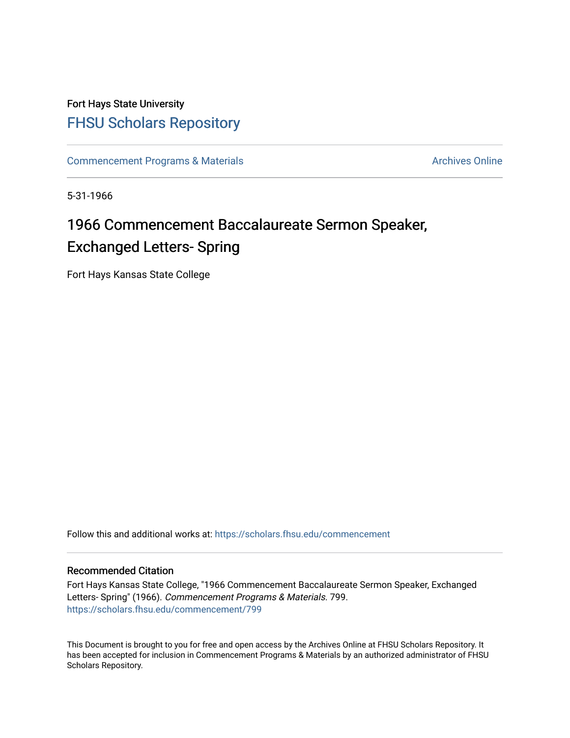Fort Hays State University

# FHSU Scholars Repository

Commencement Programs & Materials

Archives Online

5-31-1966

## 1966 Commencement Baccalaureate Sermon Speaker, Exchanged Letters- Spring

Fort Hays Kansas State College

Follow this and additional works at: https://scholars.fhsu.edu/commencement

### Recommended Citation

Fort Hays Kansas State College, "1966 Commencement Baccalaureate Sermon Speaker, Exchanged Letters- Spring" (1966). *Commencement Programs & Materials*. 799.
https://scholars.fhsu.edu/commencement/799

This Document is brought to you for free and open access by the Archives Online at FHSU Scholars Repository. It has been accepted for inclusion in Commencement Programs & Materials by an authorized administrator of FHSU Scholars Repository.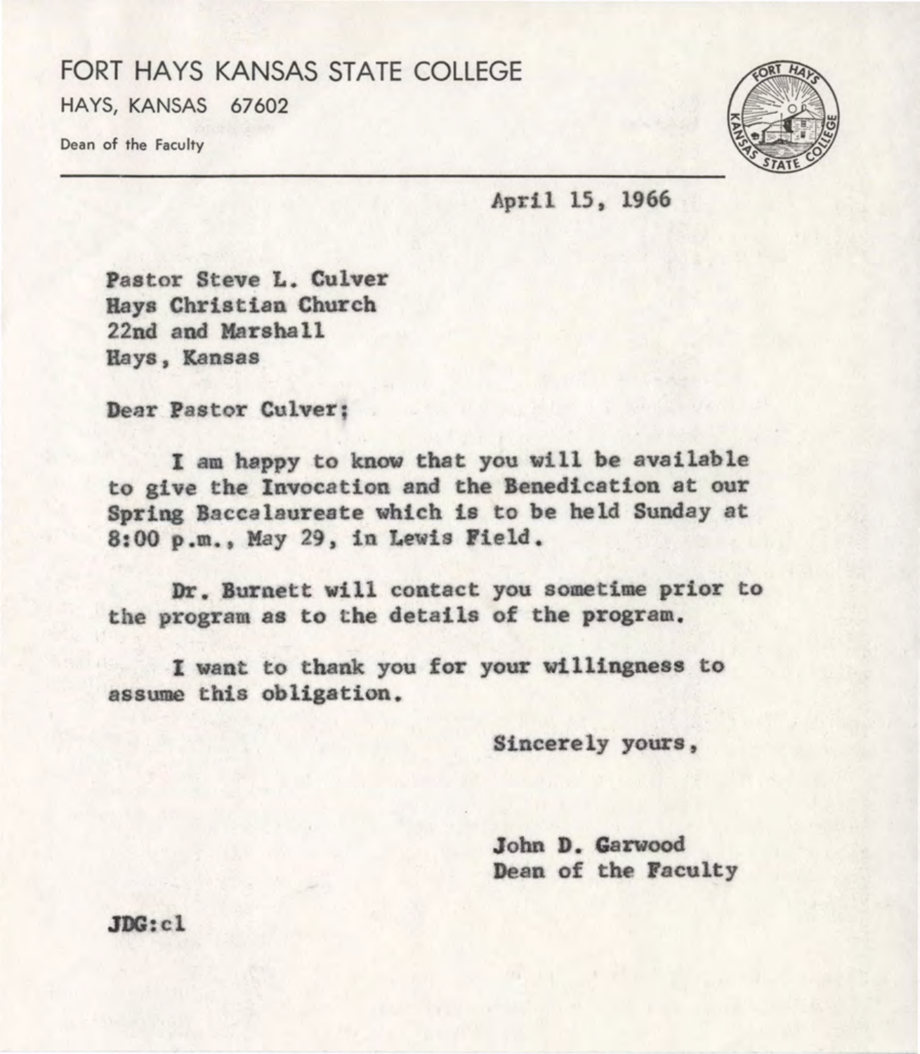# FORT HAYS KANSAS STATE COLLEGE

HAYS, KANSAS 67602

Dean of the Faculty

April 15, 1966

Pastor Steve L. Culver
Hays Christian Church
22nd and Marshall
Hays, Kansas

Dear Pastor Culver;

I am happy to know that you will be available to give the Invocation and the Benedication at our Spring Baccalaureate which is to be held Sunday at 8:00 p.m., May 29, in Lewis Field.

Dr. Burnett will contact you sometime prior to the program as to the details of the program.

I want to thank you for your willingness to assume this obligation.

Sincerely yours,

John D. Garwood
Dean of the Faculty

JDG:cl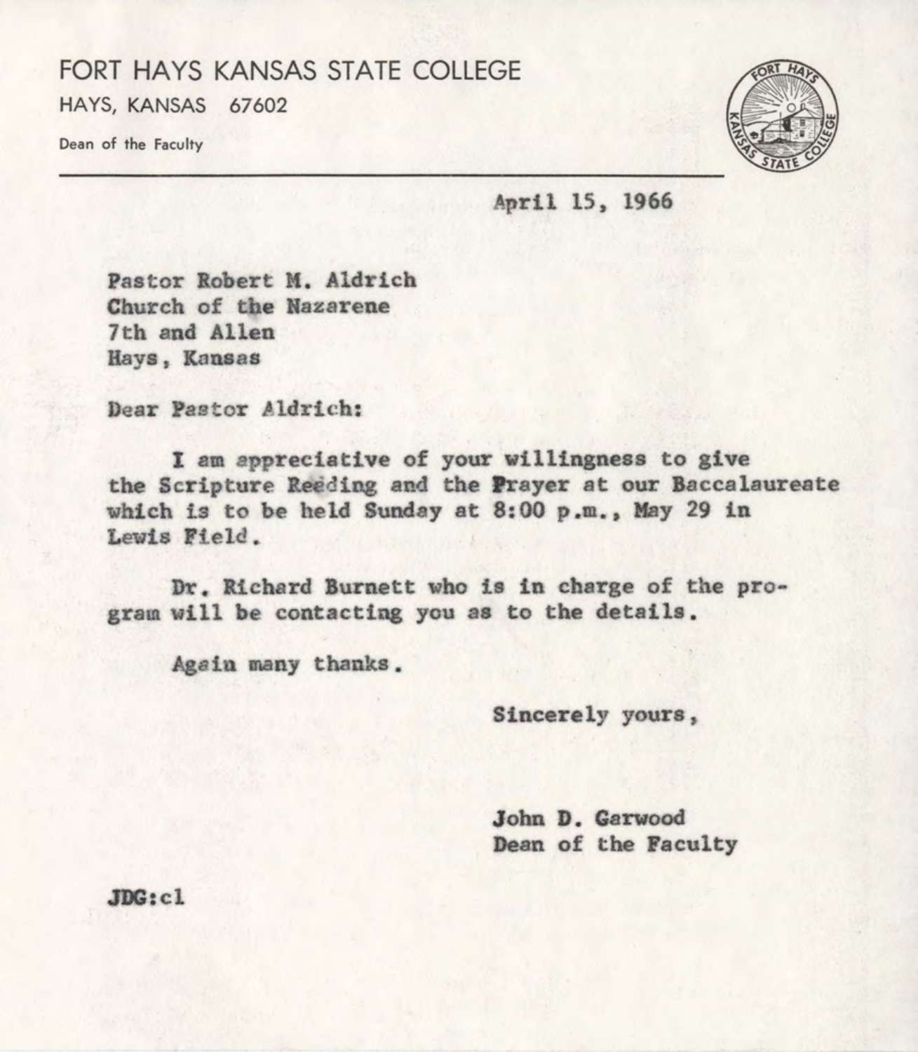FORT HAYS KANSAS STATE COLLEGE

HAYS, KANSAS 67602

Dean of the Faculty

April 15, 1966

Pastor Robert M. Aldrich
Church of the Nazarene
7th and Allen
Hays, Kansas

Dear Pastor Aldrich:

I am appreciative of your willingness to give the Scripture Reading and the Prayer at our Baccalaureate which is to be held Sunday at 8:00 p.m., May 29 in Lewis Field.

Dr. Richard Burnett who is in charge of the program will be contacting you as to the details.

Again many thanks.

Sincerely yours,

John D. Garwood
Dean of the Faculty

JDG:cl